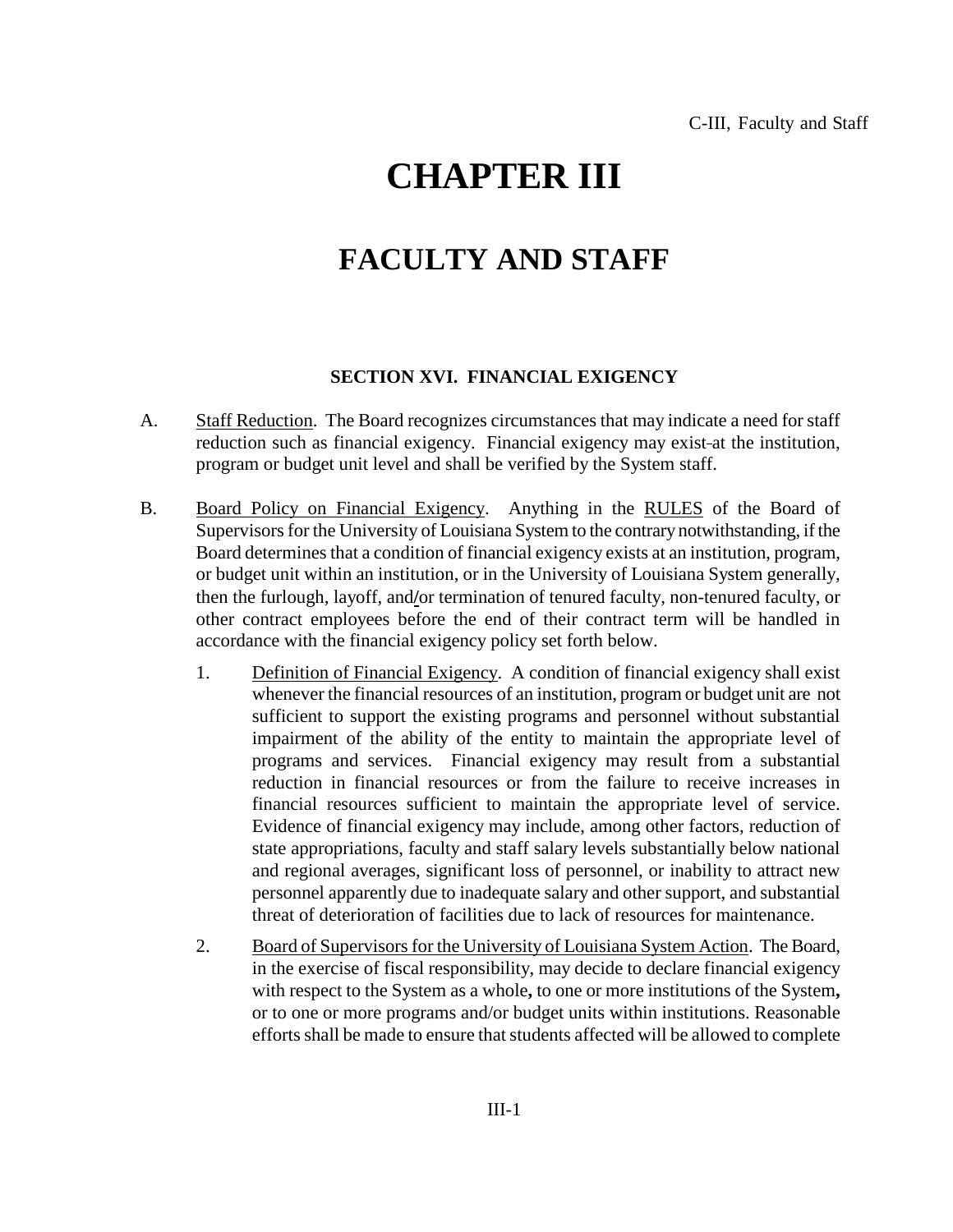# CHAPTER III

# FACULTY AND STAFF

### SECTION XVI. FINANCIAL EXIGENCY

A. Staff Reduction. The Board recognizes circumstances that may indicate a need for staff reduction such as financial exigency. Financial exigency may exist at the institution, program or budget unit level and shall be verified by the System staff.

B. Board Policy on Financial Exigency. Anything in the RULES of the Board of Supervisors for the University of Louisiana System to the contrary notwithstanding, if the Board determines that a condition of financial exigency exists at an institution, program, or budget unit within an institution, or in the University of Louisiana System generally, then the furlough, layoff, and/or termination of tenured faculty, non-tenured faculty, or other contract employees before the end of their contract term will be handled in accordance with the financial exigency policy set forth below.

   1. Definition of Financial Exigency. A condition of financial exigency shall exist whenever the financial resources of an institution, program or budget unit are not sufficient to support the existing programs and personnel without substantial impairment of the ability of the entity to maintain the appropriate level of programs and services. Financial exigency may result from a substantial reduction in financial resources or from the failure to receive increases in financial resources sufficient to maintain the appropriate level of service. Evidence of financial exigency may include, among other factors, reduction of state appropriations, faculty and staff salary levels substantially below national and regional averages, significant loss of personnel, or inability to attract new personnel apparently due to inadequate salary and other support, and substantial threat of deterioration of facilities due to lack of resources for maintenance.

   2. Board of Supervisors for the University of Louisiana System Action. The Board, in the exercise of fiscal responsibility, may decide to declare financial exigency with respect to the System as a whole, to one or more institutions of the System, or to one or more programs and/or budget units within institutions. Reasonable efforts shall be made to ensure that students affected will be allowed to complete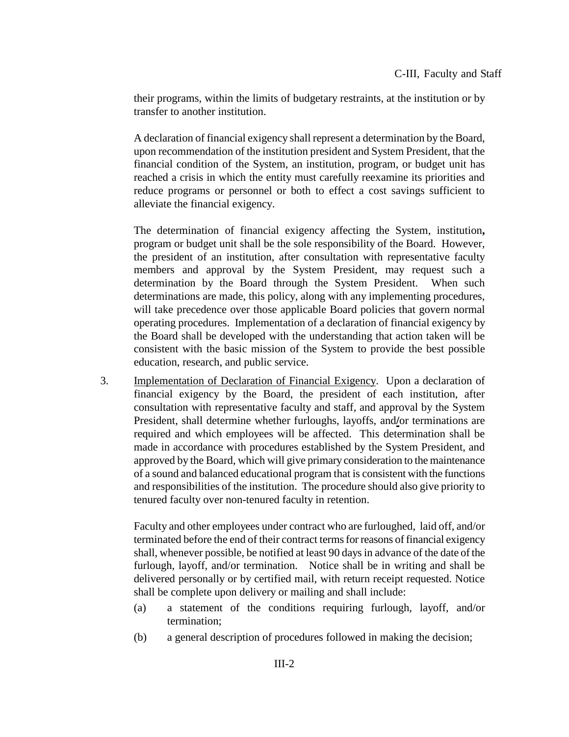their programs, within the limits of budgetary restraints, at the institution or by transfer to another institution.

A declaration of financial exigency shall represent a determination by the Board, upon recommendation of the institution president and System President, that the financial condition of the System, an institution, program, or budget unit has reached a crisis in which the entity must carefully reexamine its priorities and reduce programs or personnel or both to effect a cost savings sufficient to alleviate the financial exigency.

The determination of financial exigency affecting the System, institution**,** program or budget unit shall be the sole responsibility of the Board. However, the president of an institution, after consultation with representative faculty members and approval by the System President, may request such a determination by the Board through the System President. When such determinations are made, this policy, along with any implementing procedures, will take precedence over those applicable Board policies that govern normal operating procedures. Implementation of a declaration of financial exigency by the Board shall be developed with the understanding that action taken will be consistent with the basic mission of the System to provide the best possible education, research, and public service.

3. Implementation of Declaration of Financial Exigency. Upon a declaration of financial exigency by the Board, the president of each institution, after consultation with representative faculty and staff, and approval by the System President, shall determine whether furloughs, layoffs, and/or terminations are required and which employees will be affected. This determination shall be made in accordance with procedures established by the System President, and approved by the Board, which will give primary consideration to the maintenance of a sound and balanced educational program that is consistent with the functions and responsibilities of the institution. The procedure should also give priority to tenured faculty over non-tenured faculty in retention.

   Faculty and other employees under contract who are furloughed, laid off, and/or terminated before the end of their contract terms for reasons of financial exigency shall, whenever possible, be notified at least 90 days in advance of the date of the furlough, layoff, and/or termination. Notice shall be in writing and shall be delivered personally or by certified mail, with return receipt requested. Notice shall be complete upon delivery or mailing and shall include:

   (a) a statement of the conditions requiring furlough, layoff, and/or termination;

   (b) a general description of procedures followed in making the decision;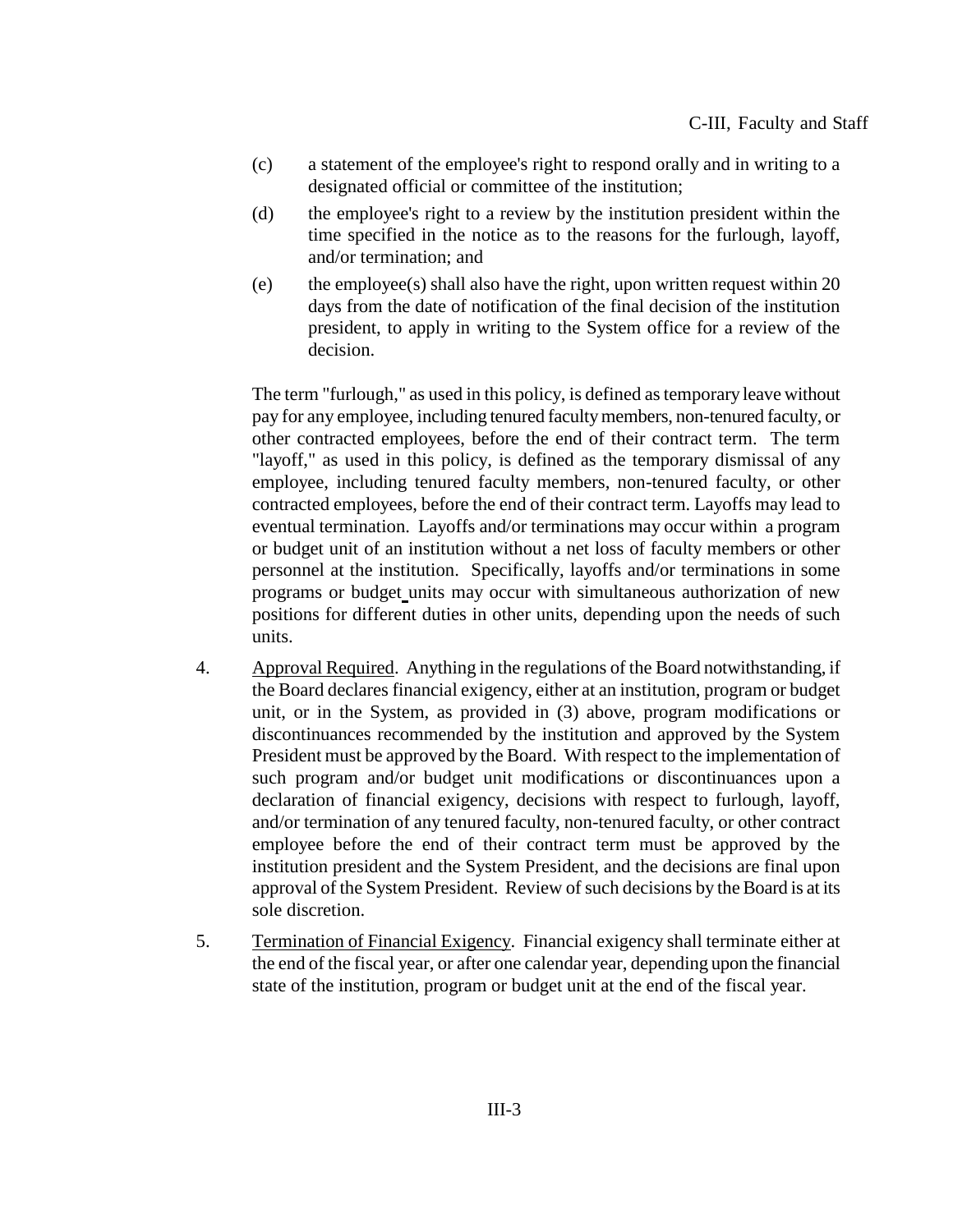(c) a statement of the employee's right to respond orally and in writing to a designated official or committee of the institution;

(d) the employee's right to a review by the institution president within the time specified in the notice as to the reasons for the furlough, layoff, and/or termination; and

(e) the employee(s) shall also have the right, upon written request within 20 days from the date of notification of the final decision of the institution president, to apply in writing to the System office for a review of the decision.

The term "furlough," as used in this policy, is defined as temporary leave without pay for any employee, including tenured faculty members, non-tenured faculty, or other contracted employees, before the end of their contract term. The term "layoff," as used in this policy, is defined as the temporary dismissal of any employee, including tenured faculty members, non-tenured faculty, or other contracted employees, before the end of their contract term. Layoffs may lead to eventual termination. Layoffs and/or terminations may occur within a program or budget unit of an institution without a net loss of faculty members or other personnel at the institution. Specifically, layoffs and/or terminations in some programs or budget units may occur with simultaneous authorization of new positions for different duties in other units, depending upon the needs of such units.

4. Approval Required. Anything in the regulations of the Board notwithstanding, if the Board declares financial exigency, either at an institution, program or budget unit, or in the System, as provided in (3) above, program modifications or discontinuances recommended by the institution and approved by the System President must be approved by the Board. With respect to the implementation of such program and/or budget unit modifications or discontinuances upon a declaration of financial exigency, decisions with respect to furlough, layoff, and/or termination of any tenured faculty, non-tenured faculty, or other contract employee before the end of their contract term must be approved by the institution president and the System President, and the decisions are final upon approval of the System President. Review of such decisions by the Board is at its sole discretion.

5. Termination of Financial Exigency. Financial exigency shall terminate either at the end of the fiscal year, or after one calendar year, depending upon the financial state of the institution, program or budget unit at the end of the fiscal year.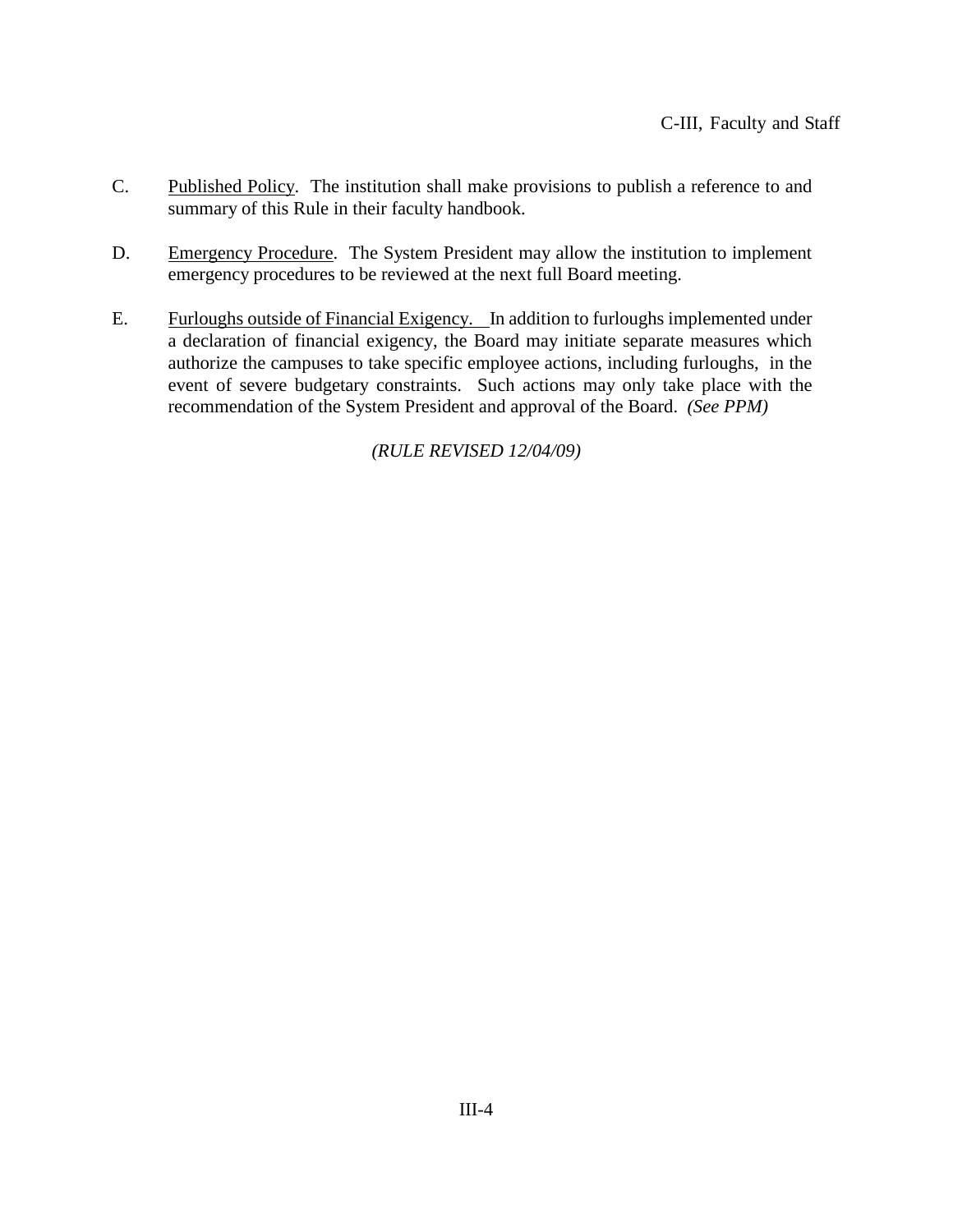C. Published Policy. The institution shall make provisions to publish a reference to and summary of this Rule in their faculty handbook.

D. Emergency Procedure. The System President may allow the institution to implement emergency procedures to be reviewed at the next full Board meeting.

E. Furloughs outside of Financial Exigency. In addition to furloughs implemented under a declaration of financial exigency, the Board may initiate separate measures which authorize the campuses to take specific employee actions, including furloughs, in the event of severe budgetary constraints. Such actions may only take place with the recommendation of the System President and approval of the Board. *(See PPM)*

*(RULE REVISED 12/04/09)*